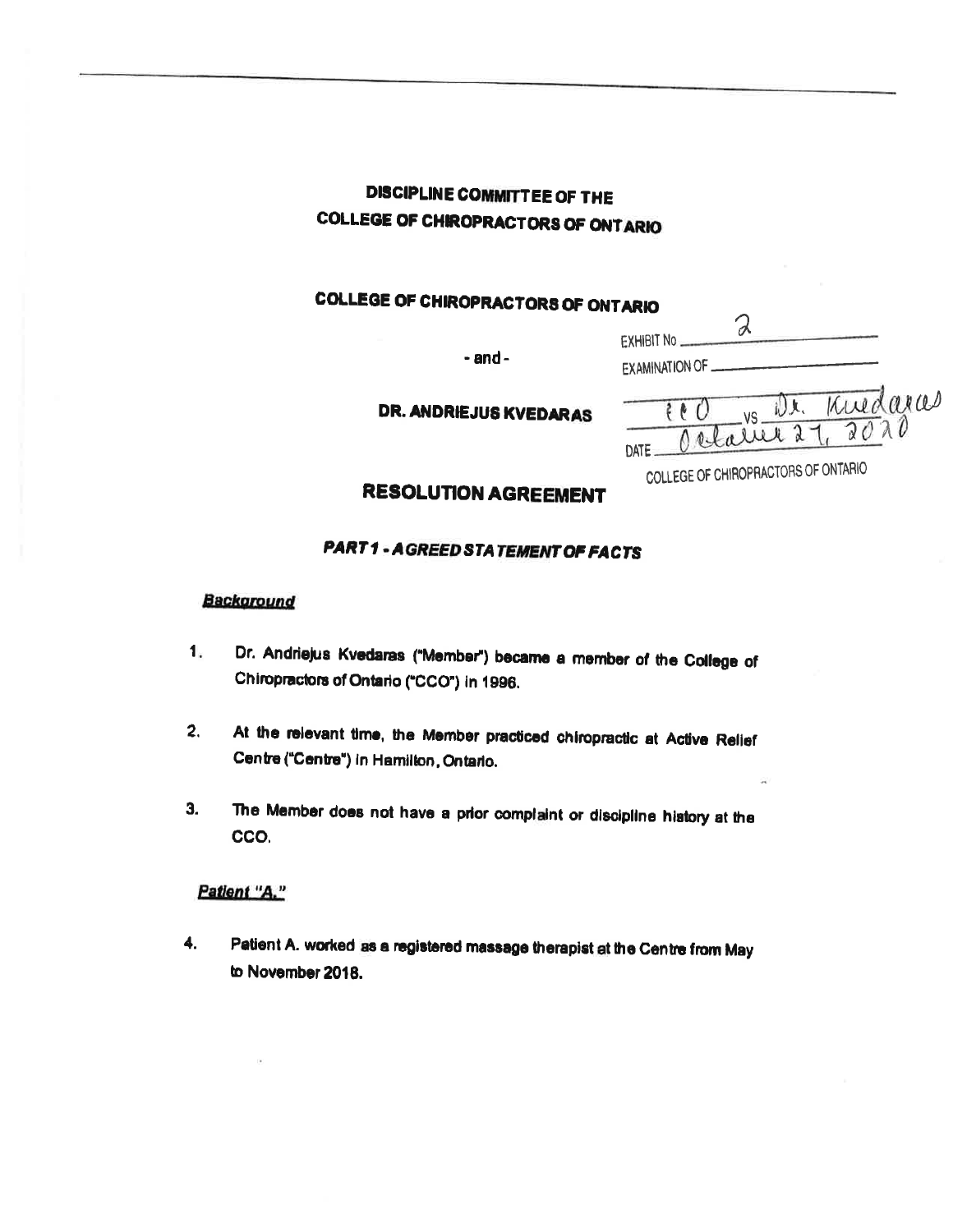# DISCIPLINE COMMITTEE OF THE COLLEGE OF CHIROPRACTORS OF ONTARIO

**COLLEGE OF CHIROPRACTORS OF ONTARIO**

- and -

**DR. ANDRIEJUS KVEDARAS**

EXHIBIT No 2
EXAMINATION OF
CCO VS Dr. Kvedaras
DATE October 27, 2020
COLLEGE OF CHIROPRACTORS OF ONTARIO

## RESOLUTION AGREEMENT

### *PART 1 - AGREED STATEMENT OF FACTS*

***Background***

1. Dr. Andriejus Kvedaras ("Member") became a member of the College of Chiropractors of Ontario ("CCO") in 1996.

2. At the relevant time, the Member practiced chiropractic at Active Relief Centre ("Centre") in Hamilton, Ontario.

3. The Member does not have a prior complaint or discipline history at the CCO.

***Patient "A."***

4. Patient A. worked as a registered massage therapist at the Centre from May to November 2018.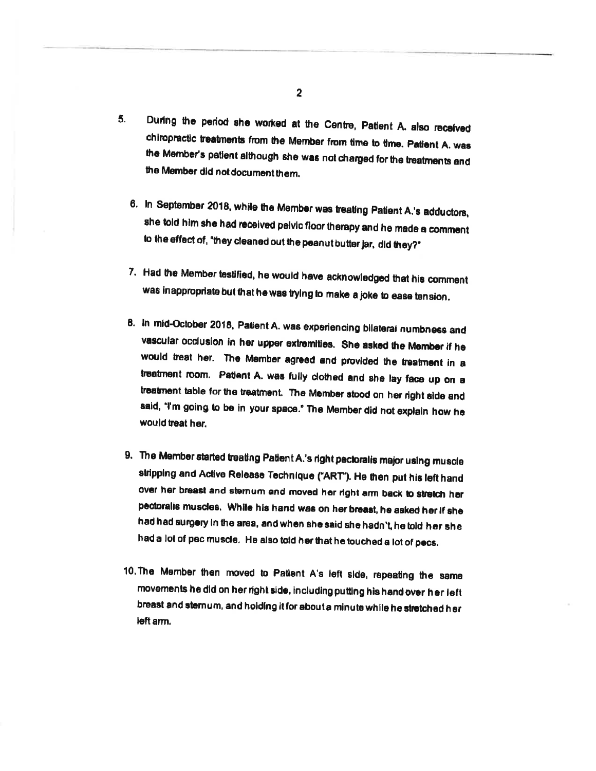5. During the period she worked at the Centre, Patient A. also received chiropractic treatments from the Member from time to time. Patient A. was the Member's patient although she was not charged for the treatments and the Member did not document them.

6. In September 2018, while the Member was treating Patient A.'s adductors, she told him she had received pelvic floor therapy and he made a comment to the effect of, "they cleaned out the peanut butter jar, did they?"

7. Had the Member testified, he would have acknowledged that his comment was inappropriate but that he was trying to make a joke to ease tension.

8. In mid-October 2018, Patient A. was experiencing bilateral numbness and vascular occlusion in her upper extremities. She asked the Member if he would treat her. The Member agreed and provided the treatment in a treatment room. Patient A. was fully clothed and she lay face up on a treatment table for the treatment. The Member stood on her right side and said, "I'm going to be in your space." The Member did not explain how he would treat her.

9. The Member started treating Patient A.'s right pectoralis major using muscle stripping and Active Release Technique ("ART"). He then put his left hand over her breast and sternum and moved her right arm back to stretch her pectoralis muscles. While his hand was on her breast, he asked her if she had had surgery in the area, and when she said she hadn't, he told her she had a lot of pec muscle. He also told her that he touched a lot of pecs.

10. The Member then moved to Patient A's left side, repeating the same movements he did on her right side, including putting his hand over her left breast and sternum, and holding it for about a minute while he stretched her left arm.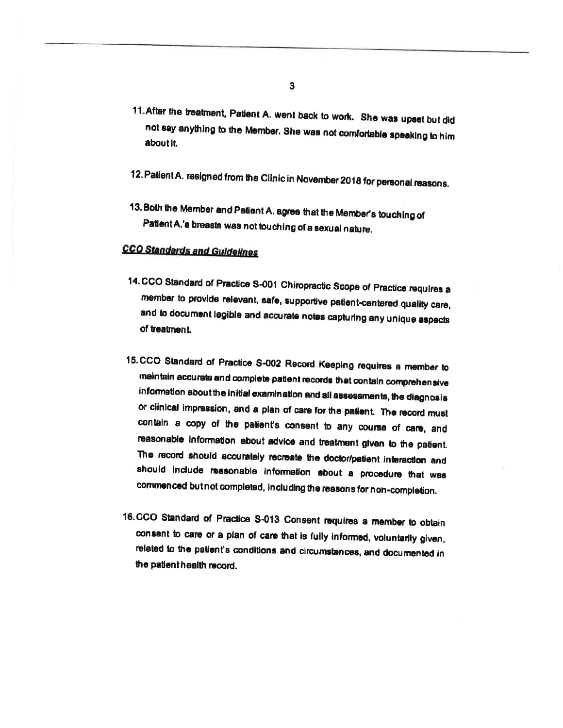11. After the treatment, Patient A. went back to work. She was upset but did not say anything to the Member. She was not comfortable speaking to him about it.

12. Patient A. resigned from the Clinic in November 2018 for personal reasons.

13. Both the Member and Patient A. agree that the Member's touching of Patient A.'s breasts was not touching of a sexual nature.

***CCO Standards and Guidelines***

14. CCO Standard of Practice S-001 Chiropractic Scope of Practice requires a member to provide relevant, safe, supportive patient-centered quality care, and to document legible and accurate notes capturing any unique aspects of treatment.

15. CCO Standard of Practice S-002 Record Keeping requires a member to maintain accurate and complete patient records that contain comprehensive information about the initial examination and all assessments, the diagnosis or clinical impression, and a plan of care for the patient. The record must contain a copy of the patient's consent to any course of care, and reasonable information about advice and treatment given to the patient. The record should accurately recreate the doctor/patient interaction and should include reasonable information about a procedure that was commenced but not completed, including the reasons for non-completion.

16. CCO Standard of Practice S-013 Consent requires a member to obtain consent to care or a plan of care that is fully informed, voluntarily given, related to the patient's conditions and circumstances, and documented in the patient health record.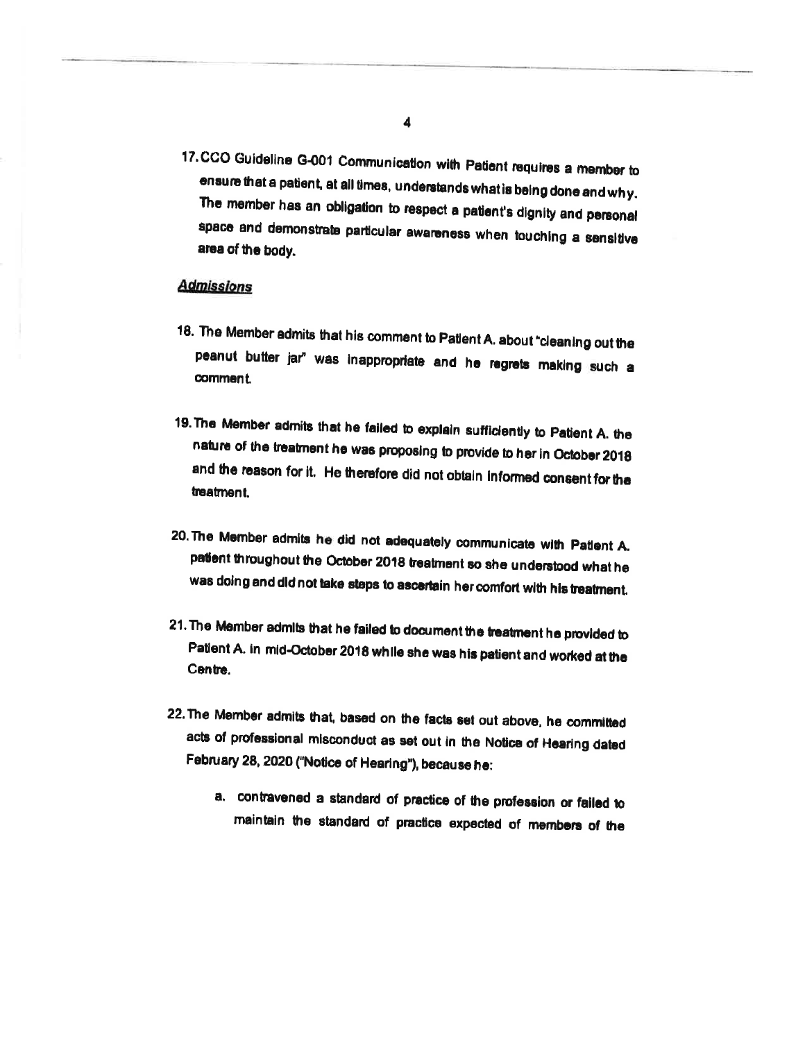17. CCO Guideline G-001 Communication with Patient requires a member to ensure that a patient, at all times, understands what is being done and why. The member has an obligation to respect a patient's dignity and personal space and demonstrate particular awareness when touching a sensitive area of the body.

## *Admissions*

18. The Member admits that his comment to Patient A. about "cleaning out the peanut butter jar" was inappropriate and he regrets making such a comment.

19. The Member admits that he failed to explain sufficiently to Patient A. the nature of the treatment he was proposing to provide to her in October 2018 and the reason for it. He therefore did not obtain informed consent for the treatment.

20. The Member admits he did not adequately communicate with Patient A. patient throughout the October 2018 treatment so she understood what he was doing and did not take steps to ascertain her comfort with his treatment.

21. The Member admits that he failed to document the treatment he provided to Patient A. in mid-October 2018 while she was his patient and worked at the Centre.

22. The Member admits that, based on the facts set out above, he committed acts of professional misconduct as set out in the Notice of Hearing dated February 28, 2020 ("Notice of Hearing"), because he:

    a. contravened a standard of practice of the profession or failed to maintain the standard of practice expected of members of the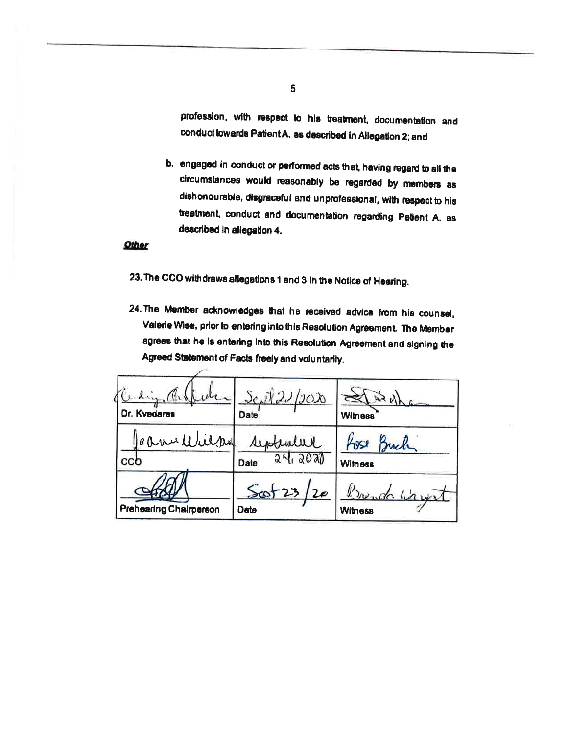profession, with respect to his treatment, documentation and conduct towards Patient A. as described in Allegation 2; and

b. engaged in conduct or performed acts that, having regard to all the circumstances would reasonably be regarded by members as dishonourable, disgraceful and unprofessional, with respect to his treatment, conduct and documentation regarding Patient A. as described in allegation 4.

***Other***

23. The CCO withdraws allegations 1 and 3 in the Notice of Hearing.

24. The Member acknowledges that he received advice from his counsel, Valerie Wise, prior to entering into this Resolution Agreement. The Member agrees that he is entering into this Resolution Agreement and signing the Agreed Statement of Facts freely and voluntarily.

| | | |
|---|---|---|
| [signature] Dr. Kvedaras | Sept 22/2020 Date | [signature] Witness |
| Joanne Wilson CCO | September 24, 2020 Date | Rose Bach Witness |
| [signature] Prehearing Chairperson | Sept 23/20 Date | Brenda Wright Witness |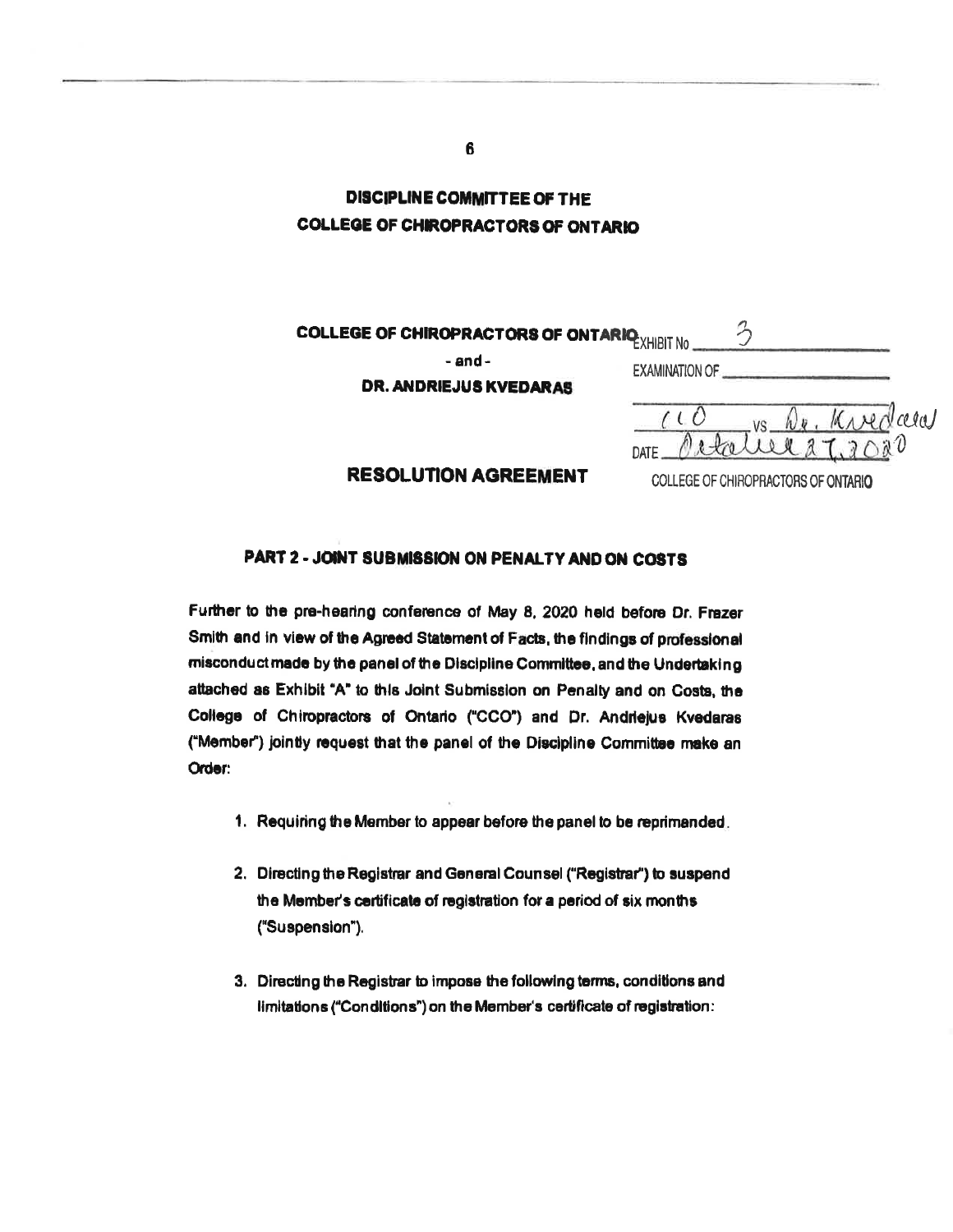## DISCIPLINE COMMITTEE OF THE COLLEGE OF CHIROPRACTORS OF ONTARIO

**COLLEGE OF CHIROPRACTORS OF ONTARIO**

**- and -**

**DR. ANDRIEJUS KVEDARAS**

EXHIBIT No 3

EXAMINATION OF

CCO VS Dr. Kvedaras

DATE October 27, 2020

COLLEGE OF CHIROPRACTORS OF ONTARIO

## RESOLUTION AGREEMENT

### PART 2 - JOINT SUBMISSION ON PENALTY AND ON COSTS

Further to the pre-hearing conference of May 8, 2020 held before Dr. Frazer Smith and in view of the Agreed Statement of Facts, the findings of professional misconduct made by the panel of the Discipline Committee, and the Undertaking attached as Exhibit "A" to this Joint Submission on Penalty and on Costs, the College of Chiropractors of Ontario ("CCO") and Dr. Andriejus Kvedaras ("Member") jointly request that the panel of the Discipline Committee make an Order:

1. Requiring the Member to appear before the panel to be reprimanded.

2. Directing the Registrar and General Counsel ("Registrar") to suspend the Member's certificate of registration for a period of six months ("Suspension").

3. Directing the Registrar to impose the following terms, conditions and limitations ("Conditions") on the Member's certificate of registration: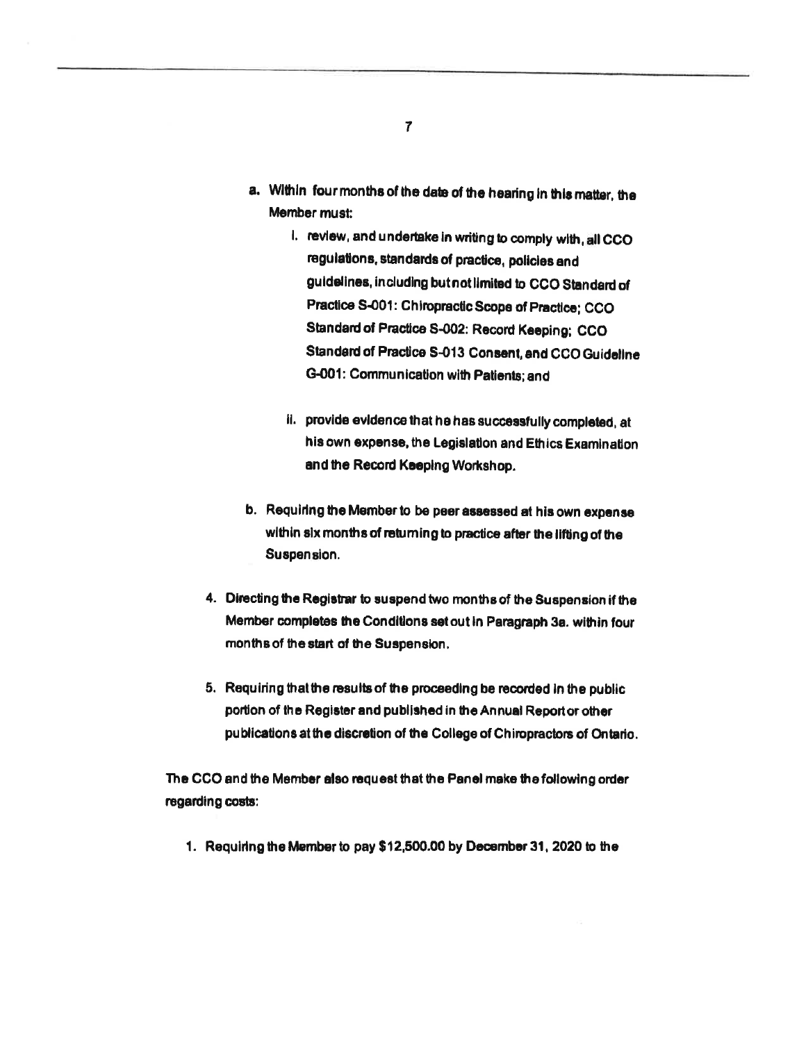a. Within four months of the date of the hearing in this matter, the Member must:

    i. review, and undertake in writing to comply with, all CCO regulations, standards of practice, policies and guidelines, including but not limited to CCO Standard of Practice S-001: Chiropractic Scope of Practice; CCO Standard of Practice S-002: Record Keeping; CCO Standard of Practice S-013 Consent, and CCO Guideline G-001: Communication with Patients; and

    ii. provide evidence that he has successfully completed, at his own expense, the Legislation and Ethics Examination and the Record Keeping Workshop.

b. Requiring the Member to be peer assessed at his own expense within six months of returning to practice after the lifting of the Suspension.

4. Directing the Registrar to suspend two months of the Suspension if the Member completes the Conditions set out in Paragraph 3a. within four months of the start of the Suspension.

5. Requiring that the results of the proceeding be recorded in the public portion of the Register and published in the Annual Report or other publications at the discretion of the College of Chiropractors of Ontario.

The CCO and the Member also request that the Panel make the following order regarding costs:

1. Requiring the Member to pay $12,500.00 by December 31, 2020 to the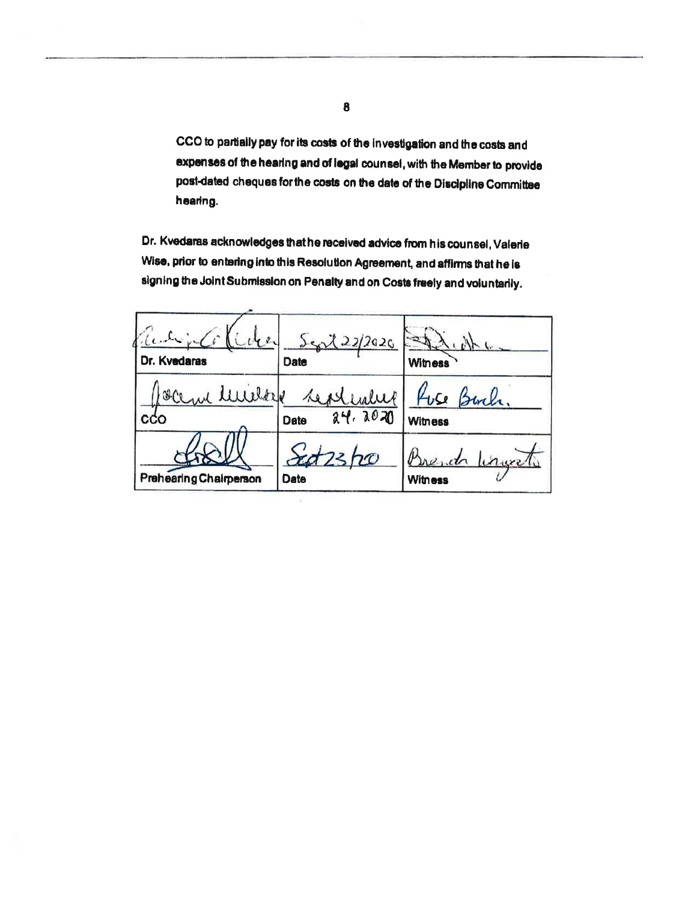CCO to partially pay for its costs of the investigation and the costs and expenses of the hearing and of legal counsel, with the Member to provide post-dated cheques for the costs on the date of the Discipline Committee hearing.

Dr. Kvedaras acknowledges that he received advice from his counsel, Valerie Wise, prior to entering into this Resolution Agreement, and affirms that he is signing the Joint Submission on Penalty and on Costs freely and voluntarily.

| | | |
|---|---|---|
| [signature] | Sept 22/2020 | [signature] |
| Dr. Kvedaras | Date | Witness |
| [signature] | September 24, 2020 | Rose Bush |
| CCO | Date | Witness |
| [signature] | Sept 23/20 | Brenda [signature] |
| Prehearing Chairperson | Date | Witness |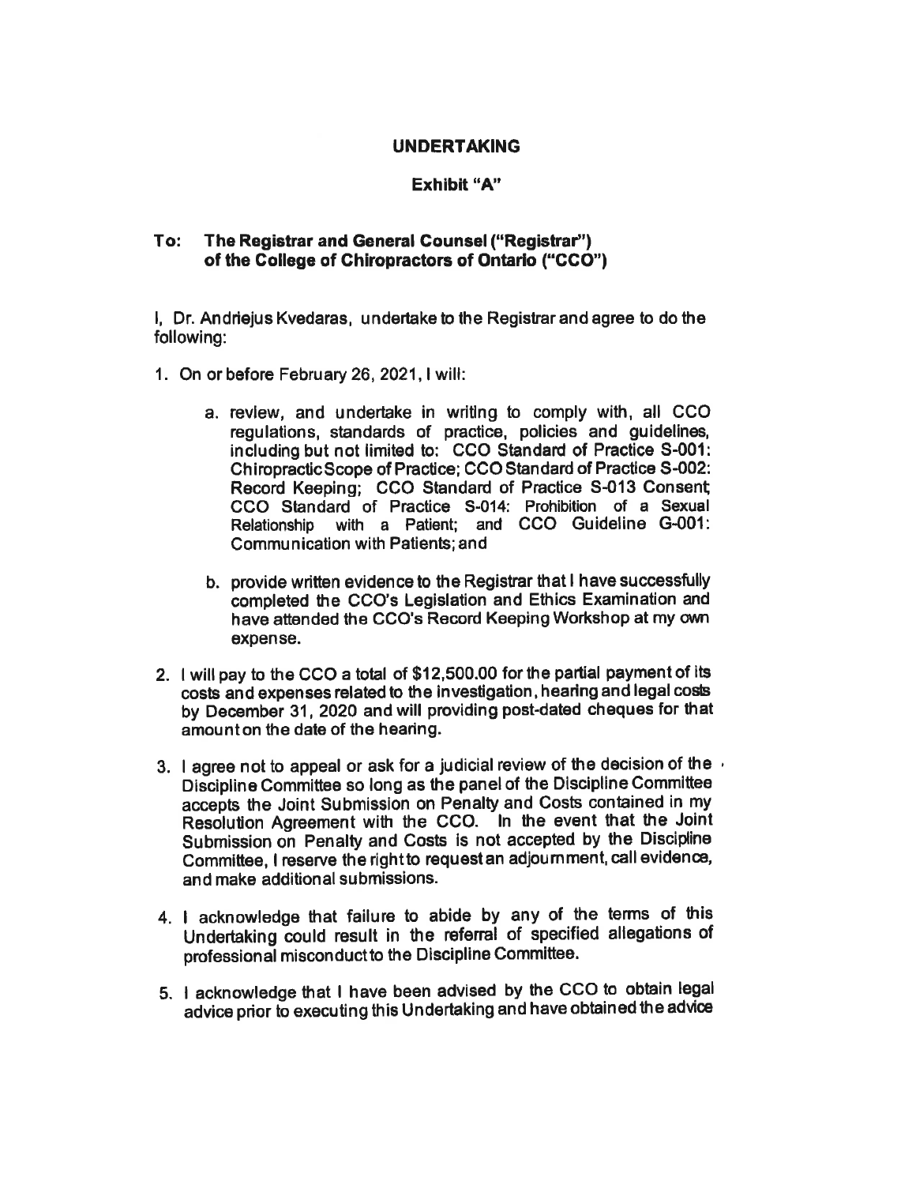# UNDERTAKING

## Exhibit "A"

**To: The Registrar and General Counsel ("Registrar") of the College of Chiropractors of Ontario ("CCO")**

I, Dr. Andriejus Kvedaras, undertake to the Registrar and agree to do the following:

1. On or before February 26, 2021, I will:

   a. review, and undertake in writing to comply with, all CCO regulations, standards of practice, policies and guidelines, including but not limited to: CCO Standard of Practice S-001: Chiropractic Scope of Practice; CCO Standard of Practice S-002: Record Keeping; CCO Standard of Practice S-013 Consent; CCO Standard of Practice S-014: Prohibition of a Sexual Relationship with a Patient; and CCO Guideline G-001: Communication with Patients; and

   b. provide written evidence to the Registrar that I have successfully completed the CCO's Legislation and Ethics Examination and have attended the CCO's Record Keeping Workshop at my own expense.

2. I will pay to the CCO a total of $12,500.00 for the partial payment of its costs and expenses related to the investigation, hearing and legal costs by December 31, 2020 and will providing post-dated cheques for that amount on the date of the hearing.

3. I agree not to appeal or ask for a judicial review of the decision of the Discipline Committee so long as the panel of the Discipline Committee accepts the Joint Submission on Penalty and Costs contained in my Resolution Agreement with the CCO. In the event that the Joint Submission on Penalty and Costs is not accepted by the Discipline Committee, I reserve the right to request an adjournment, call evidence, and make additional submissions.

4. I acknowledge that failure to abide by any of the terms of this Undertaking could result in the referral of specified allegations of professional misconduct to the Discipline Committee.

5. I acknowledge that I have been advised by the CCO to obtain legal advice prior to executing this Undertaking and have obtained the advice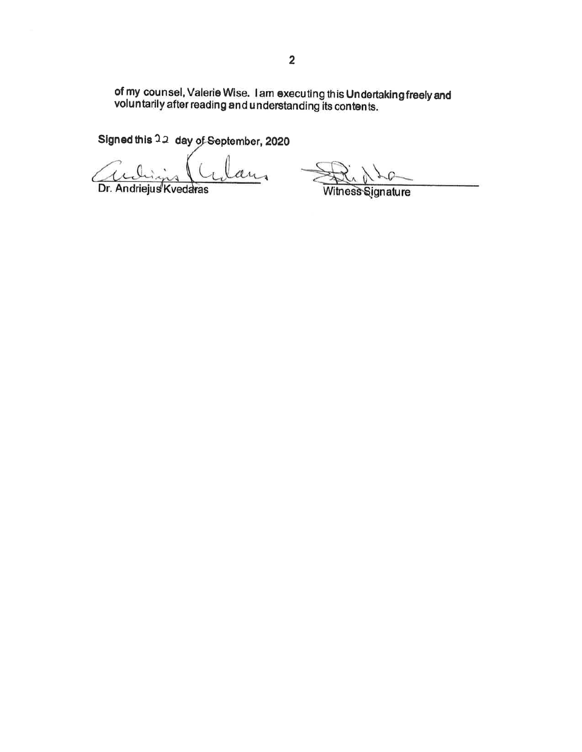of my counsel, Valerie Wise. I am executing this Undertaking freely and voluntarily after reading and understanding its contents.

Signed this 22 day of September, 2020

Dr. Andriejus Kvedaras

Witness Signature